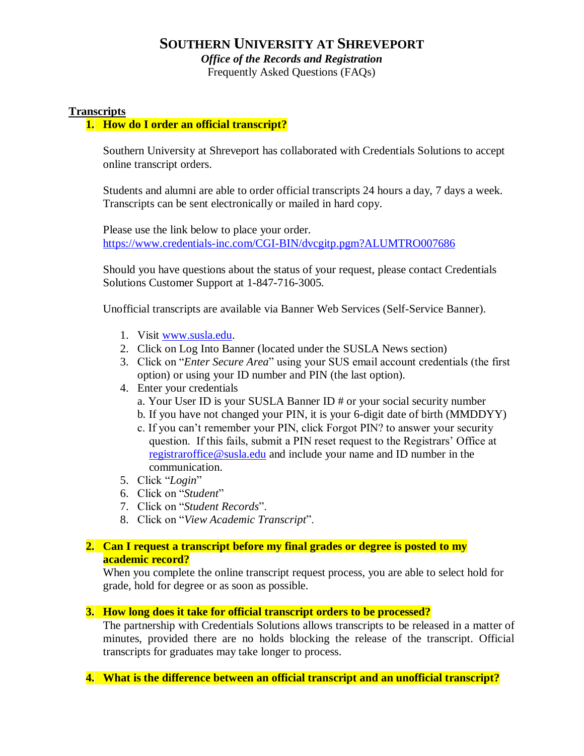# SOUTHERN UNIVERSITY AT SHREVEPORT

***Office of the Records and Registration***

Frequently Asked Questions (FAQs)

## Transcripts

### 1. How do I order an official transcript?

Southern University at Shreveport has collaborated with Credentials Solutions to accept online transcript orders.

Students and alumni are able to order official transcripts 24 hours a day, 7 days a week. Transcripts can be sent electronically or mailed in hard copy.

Please use the link below to place your order.
https://www.credentials-inc.com/CGI-BIN/dvcgitp.pgm?ALUMTRO007686

Should you have questions about the status of your request, please contact Credentials Solutions Customer Support at 1-847-716-3005.

Unofficial transcripts are available via Banner Web Services (Self-Service Banner).

1. Visit www.susla.edu.
2. Click on Log Into Banner (located under the SUSLA News section)
3. Click on "*Enter Secure Area*" using your SUS email account credentials (the first option) or using your ID number and PIN (the last option).
4. Enter your credentials
   a. Your User ID is your SUSLA Banner ID # or your social security number
   b. If you have not changed your PIN, it is your 6-digit date of birth (MMDDYY)
   c. If you can't remember your PIN, click Forgot PIN? to answer your security question. If this fails, submit a PIN reset request to the Registrars' Office at registraroffice@susla.edu and include your name and ID number in the communication.
5. Click "*Login*"
6. Click on "*Student*"
7. Click on "*Student Records*".
8. Click on "*View Academic Transcript*".

### 2. Can I request a transcript before my final grades or degree is posted to my academic record?

When you complete the online transcript request process, you are able to select hold for grade, hold for degree or as soon as possible.

### 3. How long does it take for official transcript orders to be processed?

The partnership with Credentials Solutions allows transcripts to be released in a matter of minutes, provided there are no holds blocking the release of the transcript. Official transcripts for graduates may take longer to process.

### 4. What is the difference between an official transcript and an unofficial transcript?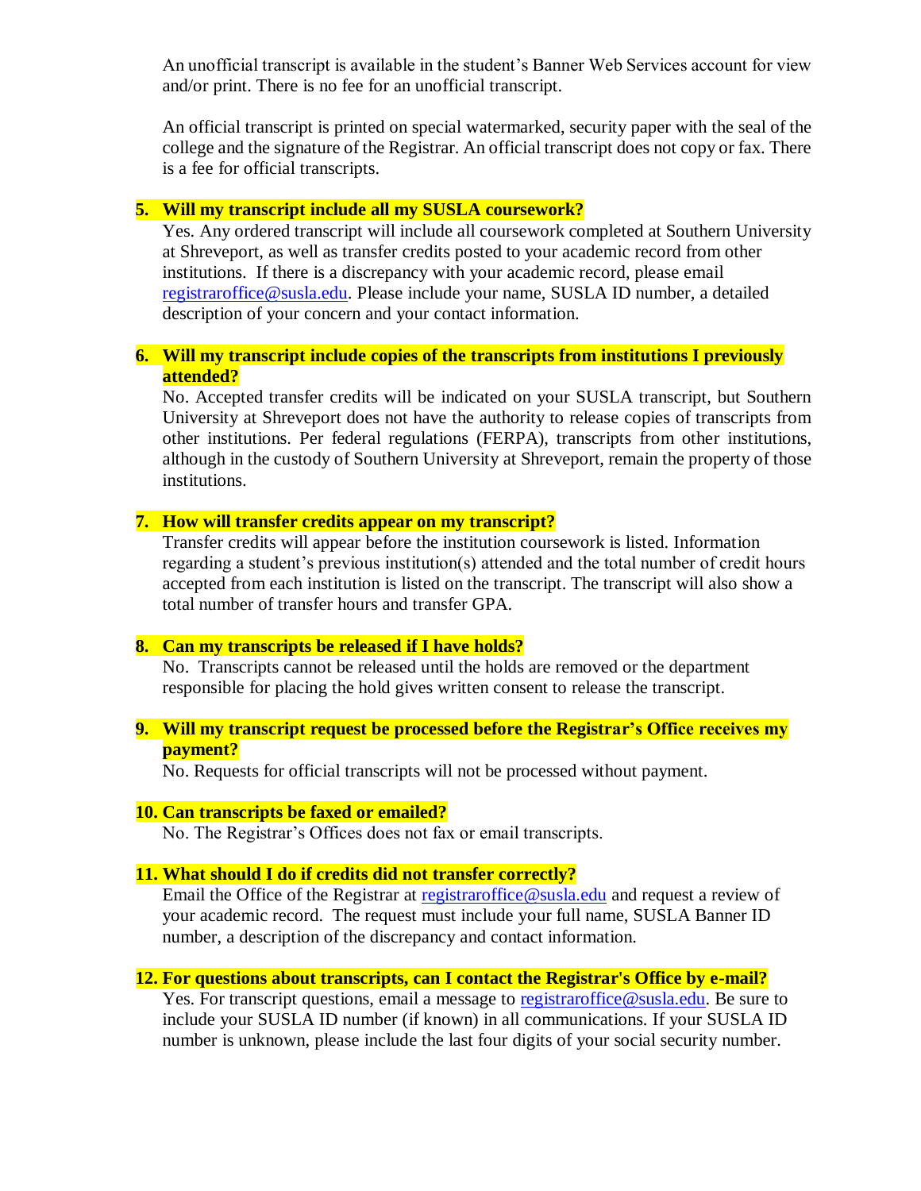An unofficial transcript is available in the student's Banner Web Services account for view and/or print. There is no fee for an unofficial transcript.

An official transcript is printed on special watermarked, security paper with the seal of the college and the signature of the Registrar. An official transcript does not copy or fax. There is a fee for official transcripts.

**5. Will my transcript include all my SUSLA coursework?**

Yes. Any ordered transcript will include all coursework completed at Southern University at Shreveport, as well as transfer credits posted to your academic record from other institutions. If there is a discrepancy with your academic record, please email registraroffice@susla.edu. Please include your name, SUSLA ID number, a detailed description of your concern and your contact information.

**6. Will my transcript include copies of the transcripts from institutions I previously attended?**

No. Accepted transfer credits will be indicated on your SUSLA transcript, but Southern University at Shreveport does not have the authority to release copies of transcripts from other institutions. Per federal regulations (FERPA), transcripts from other institutions, although in the custody of Southern University at Shreveport, remain the property of those institutions.

**7. How will transfer credits appear on my transcript?**

Transfer credits will appear before the institution coursework is listed. Information regarding a student's previous institution(s) attended and the total number of credit hours accepted from each institution is listed on the transcript. The transcript will also show a total number of transfer hours and transfer GPA.

**8. Can my transcripts be released if I have holds?**

No. Transcripts cannot be released until the holds are removed or the department responsible for placing the hold gives written consent to release the transcript.

**9. Will my transcript request be processed before the Registrar's Office receives my payment?**

No. Requests for official transcripts will not be processed without payment.

**10. Can transcripts be faxed or emailed?**

No. The Registrar's Offices does not fax or email transcripts.

**11. What should I do if credits did not transfer correctly?**

Email the Office of the Registrar at registraroffice@susla.edu and request a review of your academic record. The request must include your full name, SUSLA Banner ID number, a description of the discrepancy and contact information.

**12. For questions about transcripts, can I contact the Registrar's Office by e-mail?**

Yes. For transcript questions, email a message to registraroffice@susla.edu. Be sure to include your SUSLA ID number (if known) in all communications. If your SUSLA ID number is unknown, please include the last four digits of your social security number.